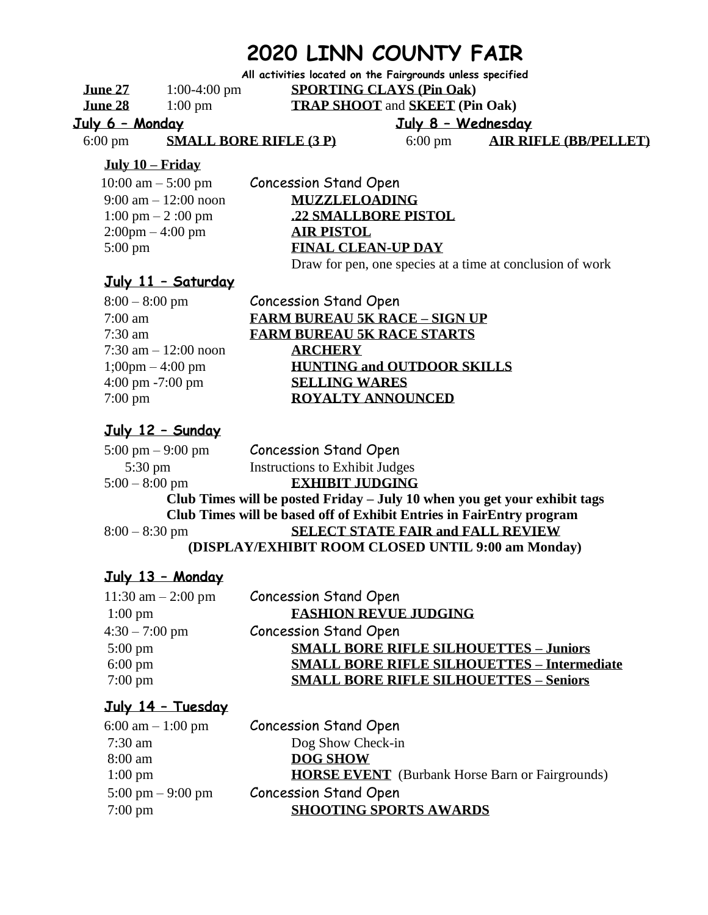# 2020 LINN COUNTY FAIR

**All activities located on the Fairgrounds unless specified**

**June 27** 1:00-4:00 pm **SPORTING CLAYS (Pin Oak)**

**June 28** 1:00 pm **TRAP SHOOT** and **SKEET (Pin Oak)**

## July 6 – Monday

6:00 pm **SMALL BORE RIFLE (3 P)**

## July 8 – Wednesday

6:00 pm **AIR RIFLE (BB/PELLET)**

## July 10 – Friday

10:00 am – 5:00 pm Concession Stand Open

9:00 am – 12:00 noon **MUZZLELOADING**

1:00 pm – 2 :00 pm **.22 SMALLBORE PISTOL**

2:00pm – 4:00 pm **AIR PISTOL**

5:00 pm **FINAL CLEAN-UP DAY**

Draw for pen, one species at a time at conclusion of work

## July 11 – Saturday

8:00 – 8:00 pm Concession Stand Open

7:00 am **FARM BUREAU 5K RACE – SIGN UP**

7:30 am **FARM BUREAU 5K RACE STARTS**

7:30 am – 12:00 noon **ARCHERY**

1;00pm – 4:00 pm **HUNTING and OUTDOOR SKILLS**

4:00 pm -7:00 pm **SELLING WARES**

7:00 pm **ROYALTY ANNOUNCED**

## July 12 – Sunday

5:00 pm – 9:00 pm Concession Stand Open

5:30 pm Instructions to Exhibit Judges

5:00 – 8:00 pm **EXHIBIT JUDGING**

**Club Times will be posted Friday – July 10 when you get your exhibit tags**

**Club Times will be based off of Exhibit Entries in FairEntry program**

8:00 – 8:30 pm **SELECT STATE FAIR and FALL REVIEW**

**(DISPLAY/EXHIBIT ROOM CLOSED UNTIL 9:00 am Monday)**

## July 13 – Monday

11:30 am – 2:00 pm Concession Stand Open

1:00 pm **FASHION REVUE JUDGING**

4:30 – 7:00 pm Concession Stand Open

5:00 pm **SMALL BORE RIFLE SILHOUETTES – Juniors**

6:00 pm **SMALL BORE RIFLE SILHOUETTES – Intermediate**

7:00 pm **SMALL BORE RIFLE SILHOUETTES – Seniors**

## July 14 – Tuesday

6:00 am – 1:00 pm Concession Stand Open

7:30 am Dog Show Check-in

8:00 am **DOG SHOW**

1:00 pm **HORSE EVENT** (Burbank Horse Barn or Fairgrounds)

5:00 pm – 9:00 pm Concession Stand Open

7:00 pm **SHOOTING SPORTS AWARDS**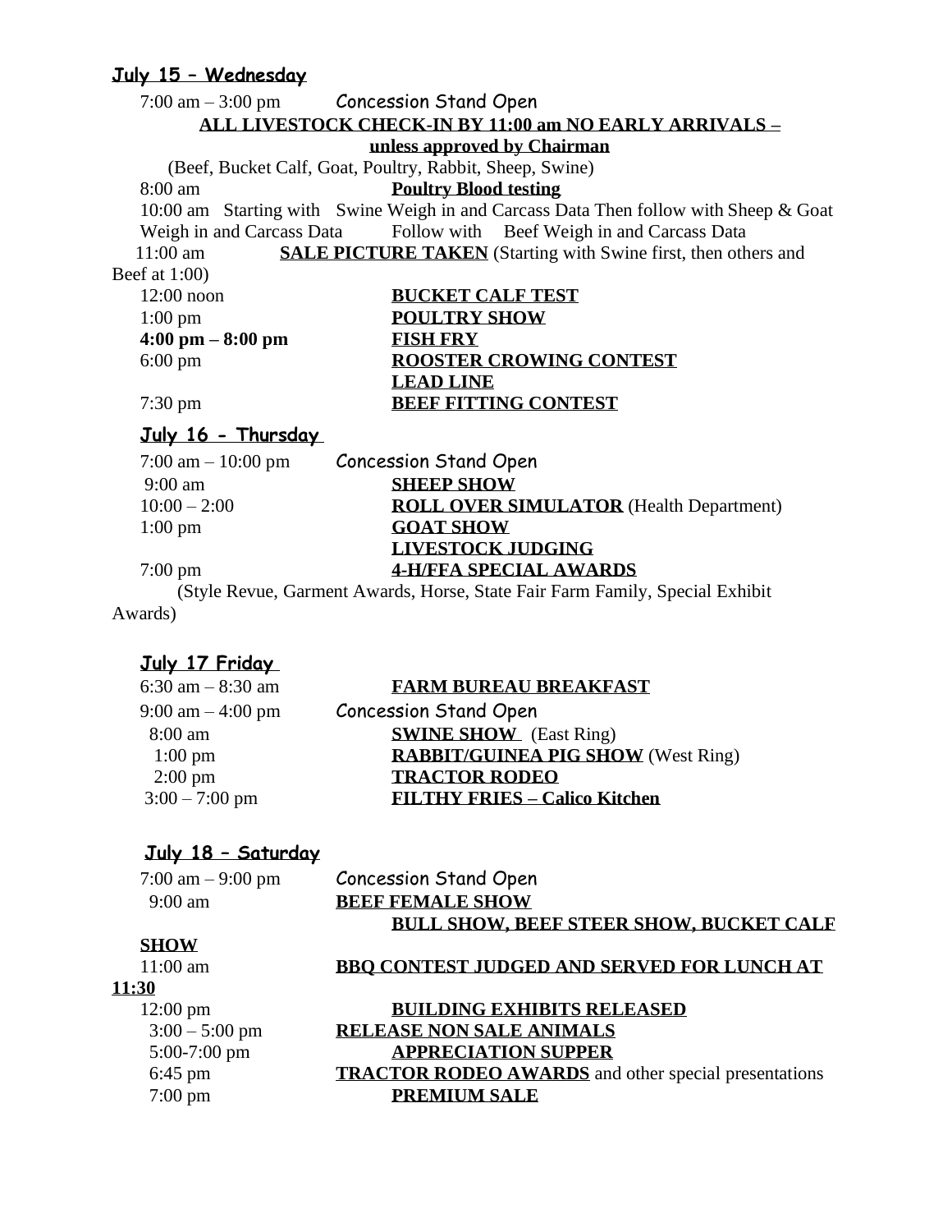## July 15 – Wednesday

7:00 am – 3:00 pm Concession Stand Open

**ALL LIVESTOCK CHECK-IN BY 11:00 am NO EARLY ARRIVALS – unless approved by Chairman**

(Beef, Bucket Calf, Goat, Poultry, Rabbit, Sheep, Swine)

8:00 am **Poultry Blood testing**

10:00 am Starting with Swine Weigh in and Carcass Data Then follow with Sheep & Goat Weigh in and Carcass Data Follow with Beef Weigh in and Carcass Data

11:00 am **SALE PICTURE TAKEN** (Starting with Swine first, then others and Beef at 1:00)

12:00 noon **BUCKET CALF TEST**

1:00 pm **POULTRY SHOW**

**4:00 pm – 8:00 pm** **FISH FRY**

6:00 pm **ROOSTER CROWING CONTEST**

**LEAD LINE**

7:30 pm **BEEF FITTING CONTEST**

## July 16 - Thursday

7:00 am – 10:00 pm Concession Stand Open

9:00 am **SHEEP SHOW**

10:00 – 2:00 **ROLL OVER SIMULATOR** (Health Department)

1:00 pm **GOAT SHOW**

**LIVESTOCK JUDGING**

7:00 pm **4-H/FFA SPECIAL AWARDS**

(Style Revue, Garment Awards, Horse, State Fair Farm Family, Special Exhibit Awards)

## July 17 Friday

6:30 am – 8:30 am **FARM BUREAU BREAKFAST**

9:00 am – 4:00 pm Concession Stand Open

8:00 am **SWINE SHOW** (East Ring)

1:00 pm **RABBIT/GUINEA PIG SHOW** (West Ring)

2:00 pm **TRACTOR RODEO**

3:00 – 7:00 pm **FILTHY FRIES – Calico Kitchen**

## July 18 – Saturday

7:00 am – 9:00 pm Concession Stand Open

9:00 am **BEEF FEMALE SHOW**

**BULL SHOW, BEEF STEER SHOW, BUCKET CALF SHOW**

11:00 am **BBQ CONTEST JUDGED AND SERVED FOR LUNCH AT 11:30**

12:00 pm **BUILDING EXHIBITS RELEASED**

3:00 – 5:00 pm **RELEASE NON SALE ANIMALS**

5:00-7:00 pm **APPRECIATION SUPPER**

6:45 pm **TRACTOR RODEO AWARDS** and other special presentations

7:00 pm **PREMIUM SALE**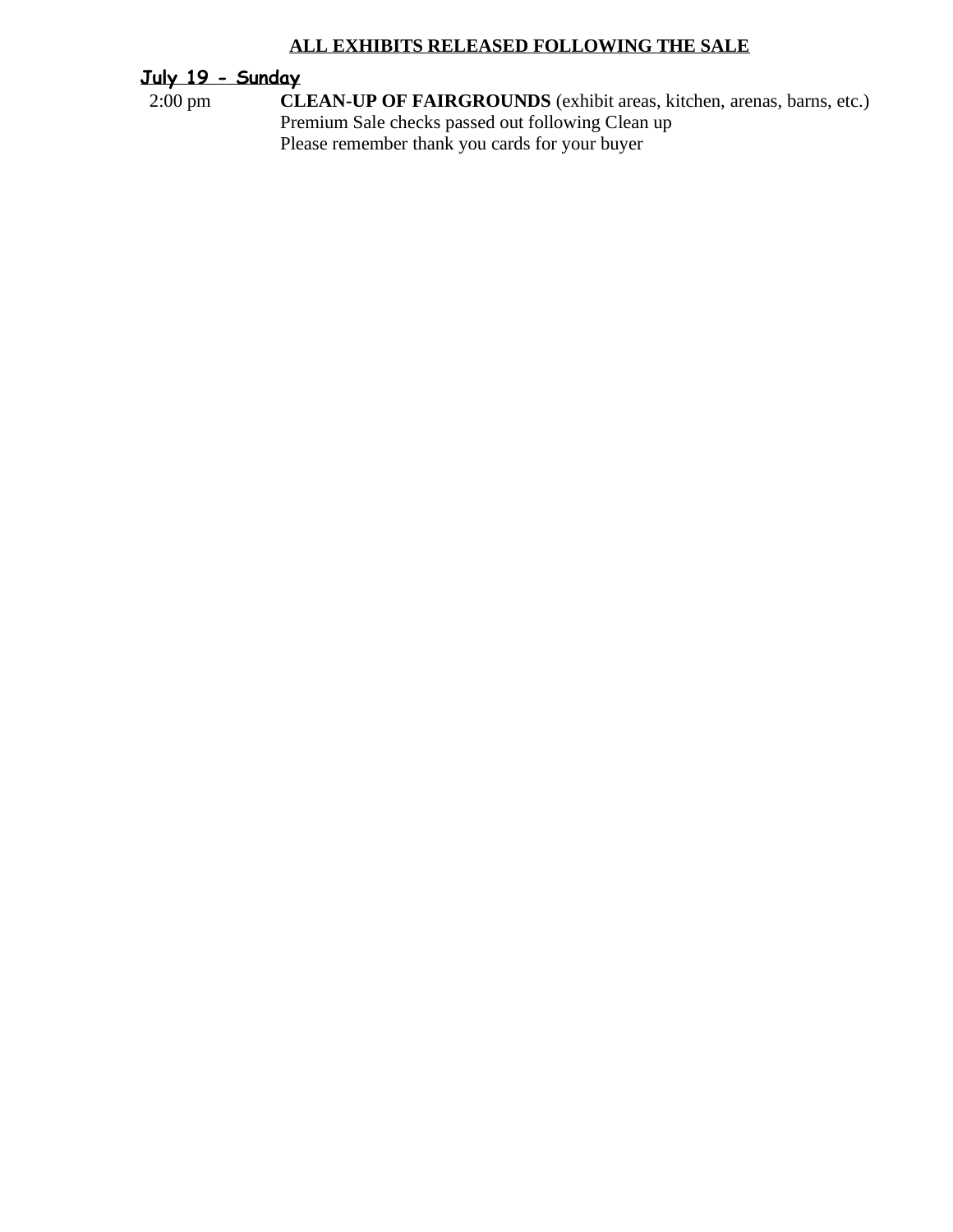**ALL EXHIBITS RELEASED FOLLOWING THE SALE**

**July 19 - Sunday**

| | |
|---|---|
| 2:00 pm | **CLEAN-UP OF FAIRGROUNDS** (exhibit areas, kitchen, arenas, barns, etc.) |
| | Premium Sale checks passed out following Clean up |
| | Please remember thank you cards for your buyer |